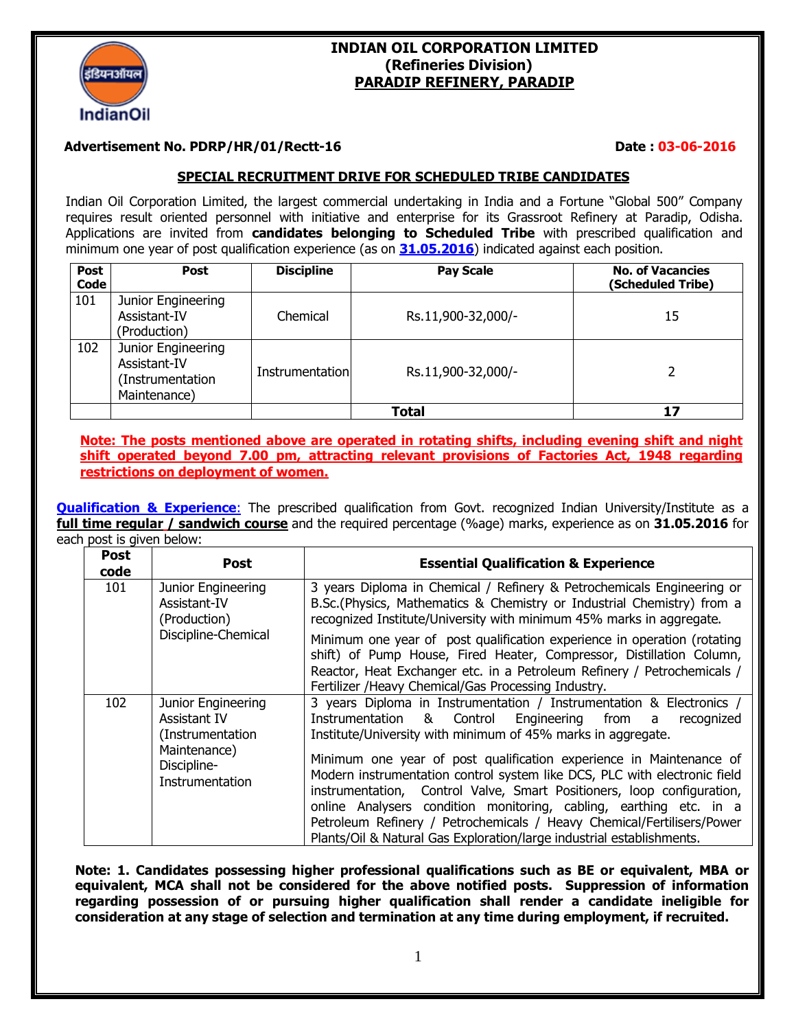# INDIAN OIL CORPORATION LIMITED
## (Refineries Division)
## PARADIP REFINERY, PARADIP

**Advertisement No. PDRP/HR/01/Rectt-16** **Date : 03-06-2016**

### SPECIAL RECRUITMENT DRIVE FOR SCHEDULED TRIBE CANDIDATES

Indian Oil Corporation Limited, the largest commercial undertaking in India and a Fortune "Global 500" Company requires result oriented personnel with initiative and enterprise for its Grassroot Refinery at Paradip, Odisha. Applications are invited from **candidates belonging to Scheduled Tribe** with prescribed qualification and minimum one year of post qualification experience (as on **31.05.2016**) indicated against each position.

| Post Code | Post | Discipline | Pay Scale | No. of Vacancies (Scheduled Tribe) |
|---|---|---|---|---|
| 101 | Junior Engineering Assistant-IV (Production) | Chemical | Rs.11,900-32,000/- | 15 |
| 102 | Junior Engineering Assistant-IV (Instrumentation Maintenance) | Instrumentation | Rs.11,900-32,000/- | 2 |
| | | | **Total** | **17** |

**Note: The posts mentioned above are operated in rotating shifts, including evening shift and night shift operated beyond 7.00 pm, attracting relevant provisions of Factories Act, 1948 regarding restrictions on deployment of women.**

**Qualification & Experience**: The prescribed qualification from Govt. recognized Indian University/Institute as a **full time regular / sandwich course** and the required percentage (%age) marks, experience as on **31.05.2016** for each post is given below:

| Post code | Post | Essential Qualification & Experience |
|---|---|---|
| 101 | Junior Engineering Assistant-IV (Production) Discipline-Chemical | 3 years Diploma in Chemical / Refinery & Petrochemicals Engineering or B.Sc.(Physics, Mathematics & Chemistry or Industrial Chemistry) from a recognized Institute/University with minimum 45% marks in aggregate.<br>Minimum one year of post qualification experience in operation (rotating shift) of Pump House, Fired Heater, Compressor, Distillation Column, Reactor, Heat Exchanger etc. in a Petroleum Refinery / Petrochemicals / Fertilizer /Heavy Chemical/Gas Processing Industry. |
| 102 | Junior Engineering Assistant IV (Instrumentation Maintenance) Discipline-Instrumentation | 3 years Diploma in Instrumentation / Instrumentation & Electronics / Instrumentation & Control Engineering from a recognized Institute/University with minimum of 45% marks in aggregate.<br>Minimum one year of post qualification experience in Maintenance of Modern instrumentation control system like DCS, PLC with electronic field instrumentation, Control Valve, Smart Positioners, loop configuration, online Analysers condition monitoring, cabling, earthing etc. in a Petroleum Refinery / Petrochemicals / Heavy Chemical/Fertilisers/Power Plants/Oil & Natural Gas Exploration/large industrial establishments. |

**Note: 1. Candidates possessing higher professional qualifications such as BE or equivalent, MBA or equivalent, MCA shall not be considered for the above notified posts. Suppression of information regarding possession of or pursuing higher qualification shall render a candidate ineligible for consideration at any stage of selection and termination at any time during employment, if recruited.**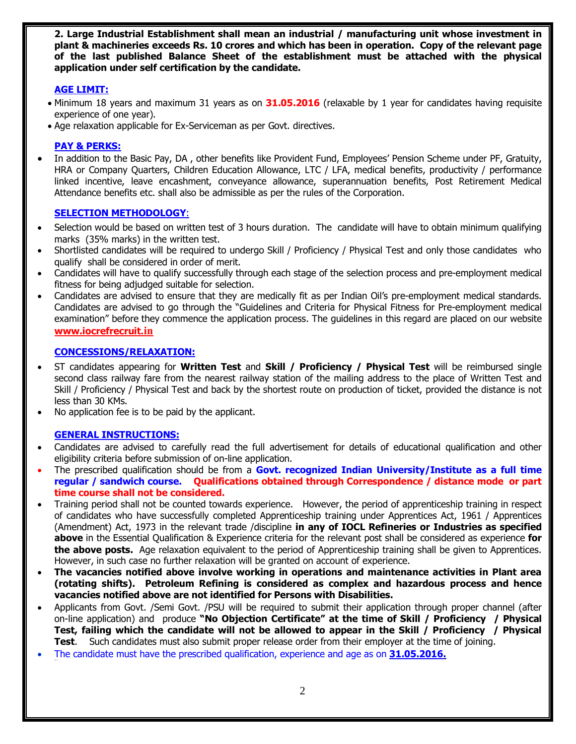**2. Large Industrial Establishment shall mean an industrial / manufacturing unit whose investment in plant & machineries exceeds Rs. 10 crores and which has been in operation. Copy of the relevant page of the last published Balance Sheet of the establishment must be attached with the physical application under self certification by the candidate.**

## AGE LIMIT:

- Minimum 18 years and maximum 31 years as on **31.05.2016** (relaxable by 1 year for candidates having requisite experience of one year).
- Age relaxation applicable for Ex-Serviceman as per Govt. directives.

## PAY & PERKS:

- In addition to the Basic Pay, DA , other benefits like Provident Fund, Employees' Pension Scheme under PF, Gratuity, HRA or Company Quarters, Children Education Allowance, LTC / LFA, medical benefits, productivity / performance linked incentive, leave encashment, conveyance allowance, superannuation benefits, Post Retirement Medical Attendance benefits etc. shall also be admissible as per the rules of the Corporation.

## SELECTION METHODOLOGY:

- Selection would be based on written test of 3 hours duration. The candidate will have to obtain minimum qualifying marks (35% marks) in the written test.
- Shortlisted candidates will be required to undergo Skill / Proficiency / Physical Test and only those candidates who qualify shall be considered in order of merit.
- Candidates will have to qualify successfully through each stage of the selection process and pre-employment medical fitness for being adjudged suitable for selection.
- Candidates are advised to ensure that they are medically fit as per Indian Oil's pre-employment medical standards. Candidates are advised to go through the "Guidelines and Criteria for Physical Fitness for Pre-employment medical examination" before they commence the application process. The guidelines in this regard are placed on our website **www.iocrefrecruit.in**

## CONCESSIONS/RELAXATION:

- ST candidates appearing for **Written Test** and **Skill / Proficiency / Physical Test** will be reimbursed single second class railway fare from the nearest railway station of the mailing address to the place of Written Test and Skill / Proficiency / Physical Test and back by the shortest route on production of ticket, provided the distance is not less than 30 KMs.
- No application fee is to be paid by the applicant.

## GENERAL INSTRUCTIONS:

- Candidates are advised to carefully read the full advertisement for details of educational qualification and other eligibility criteria before submission of on-line application.
- The prescribed qualification should be from a **Govt. recognized Indian University/Institute as a full time regular / sandwich course. Qualifications obtained through Correspondence / distance mode or part time course shall not be considered.**
- Training period shall not be counted towards experience. However, the period of apprenticeship training in respect of candidates who have successfully completed Apprenticeship training under Apprentices Act, 1961 / Apprentices (Amendment) Act, 1973 in the relevant trade /discipline **in any of IOCL Refineries or Industries as specified above** in the Essential Qualification & Experience criteria for the relevant post shall be considered as experience **for the above posts.** Age relaxation equivalent to the period of Apprenticeship training shall be given to Apprentices. However, in such case no further relaxation will be granted on account of experience.
- **The vacancies notified above involve working in operations and maintenance activities in Plant area (rotating shifts). Petroleum Refining is considered as complex and hazardous process and hence vacancies notified above are not identified for Persons with Disabilities.**
- Applicants from Govt. /Semi Govt. /PSU will be required to submit their application through proper channel (after on-line application) and produce **"No Objection Certificate" at the time of Skill / Proficiency / Physical Test, failing which the candidate will not be allowed to appear in the Skill / Proficiency / Physical Test**. Such candidates must also submit proper release order from their employer at the time of joining.
- The candidate must have the prescribed qualification, experience and age as on **31.05.2016.**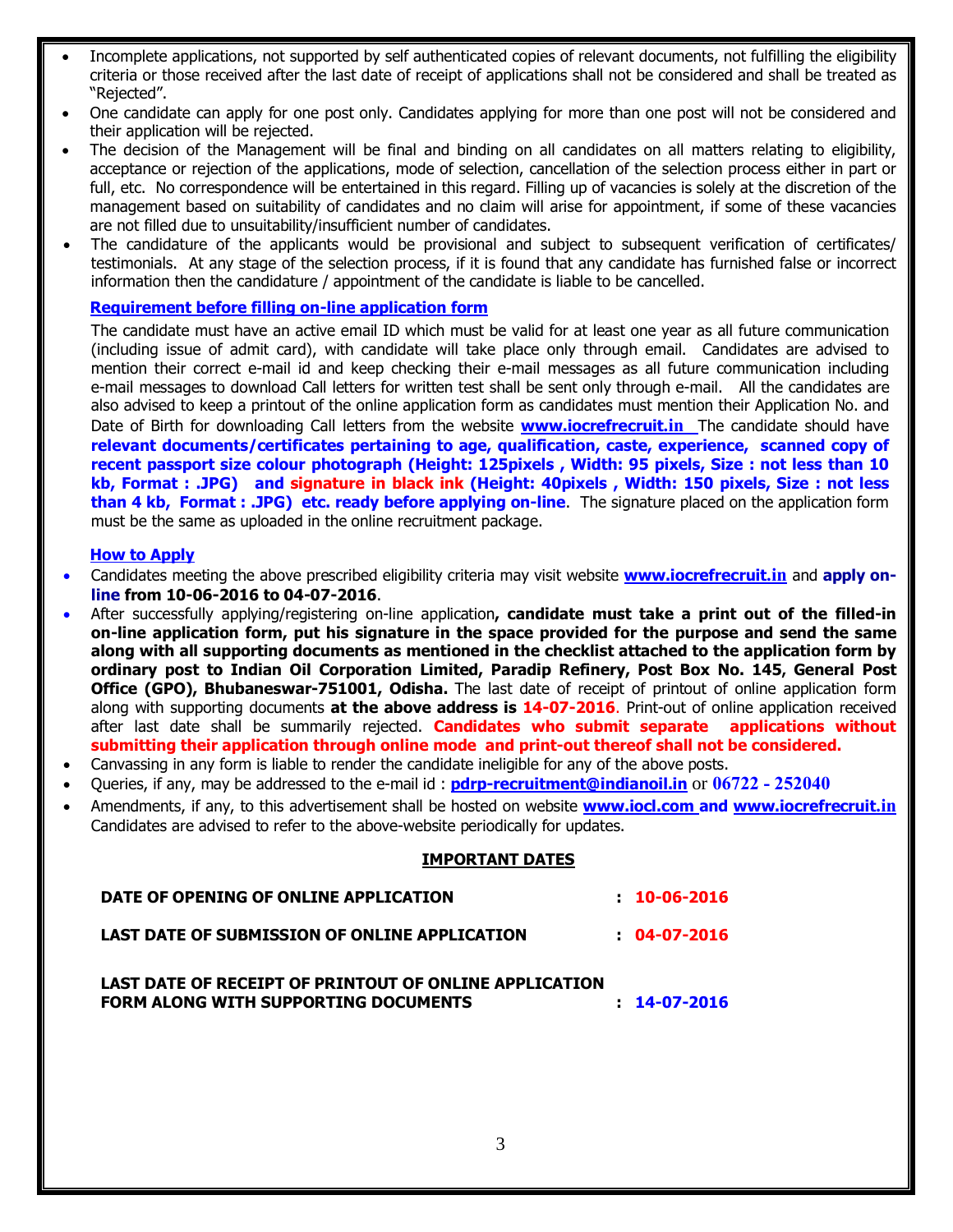- Incomplete applications, not supported by self authenticated copies of relevant documents, not fulfilling the eligibility criteria or those received after the last date of receipt of applications shall not be considered and shall be treated as "Rejected".
- One candidate can apply for one post only. Candidates applying for more than one post will not be considered and their application will be rejected.
- The decision of the Management will be final and binding on all candidates on all matters relating to eligibility, acceptance or rejection of the applications, mode of selection, cancellation of the selection process either in part or full, etc. No correspondence will be entertained in this regard. Filling up of vacancies is solely at the discretion of the management based on suitability of candidates and no claim will arise for appointment, if some of these vacancies are not filled due to unsuitability/insufficient number of candidates.
- The candidature of the applicants would be provisional and subject to subsequent verification of certificates/ testimonials. At any stage of the selection process, if it is found that any candidate has furnished false or incorrect information then the candidature / appointment of the candidate is liable to be cancelled.

**Requirement before filling on-line application form**

The candidate must have an active email ID which must be valid for at least one year as all future communication (including issue of admit card), with candidate will take place only through email. Candidates are advised to mention their correct e-mail id and keep checking their e-mail messages as all future communication including e-mail messages to download Call letters for written test shall be sent only through e-mail. All the candidates are also advised to keep a printout of the online application form as candidates must mention their Application No. and Date of Birth for downloading Call letters from the website **www.iocrefrecruit.in** The candidate should have **relevant documents/certificates pertaining to age, qualification, caste, experience, scanned copy of recent passport size colour photograph (Height: 125pixels , Width: 95 pixels, Size : not less than 10 kb, Format : .JPG) and signature in black ink (Height: 40pixels , Width: 150 pixels, Size : not less than 4 kb, Format : .JPG) etc. ready before applying on-line**. The signature placed on the application form must be the same as uploaded in the online recruitment package.

**How to Apply**

- Candidates meeting the above prescribed eligibility criteria may visit website **www.iocrefrecruit.in** and **apply on-line from 10-06-2016 to 04-07-2016**.
- After successfully applying/registering on-line application**, candidate must take a print out of the filled-in on-line application form, put his signature in the space provided for the purpose and send the same along with all supporting documents as mentioned in the checklist attached to the application form by ordinary post to Indian Oil Corporation Limited, Paradip Refinery, Post Box No. 145, General Post Office (GPO), Bhubaneswar-751001, Odisha.** The last date of receipt of printout of online application form along with supporting documents **at the above address is 14-07-2016**. Print-out of online application received after last date shall be summarily rejected. **Candidates who submit separate applications without submitting their application through online mode and print-out thereof shall not be considered.**
- Canvassing in any form is liable to render the candidate ineligible for any of the above posts.
- Queries, if any, may be addressed to the e-mail id : **pdrp-recruitment@indianoil.in** or **06722 - 252040**
- Amendments, if any, to this advertisement shall be hosted on website **www.iocl.com and www.iocrefrecruit.in** Candidates are advised to refer to the above-website periodically for updates.

**IMPORTANT DATES**

| | |
|---|---|
| **DATE OF OPENING OF ONLINE APPLICATION** | **: 10-06-2016** |
| **LAST DATE OF SUBMISSION OF ONLINE APPLICATION** | **: 04-07-2016** |
| **LAST DATE OF RECEIPT OF PRINTOUT OF ONLINE APPLICATION FORM ALONG WITH SUPPORTING DOCUMENTS** | **: 14-07-2016** |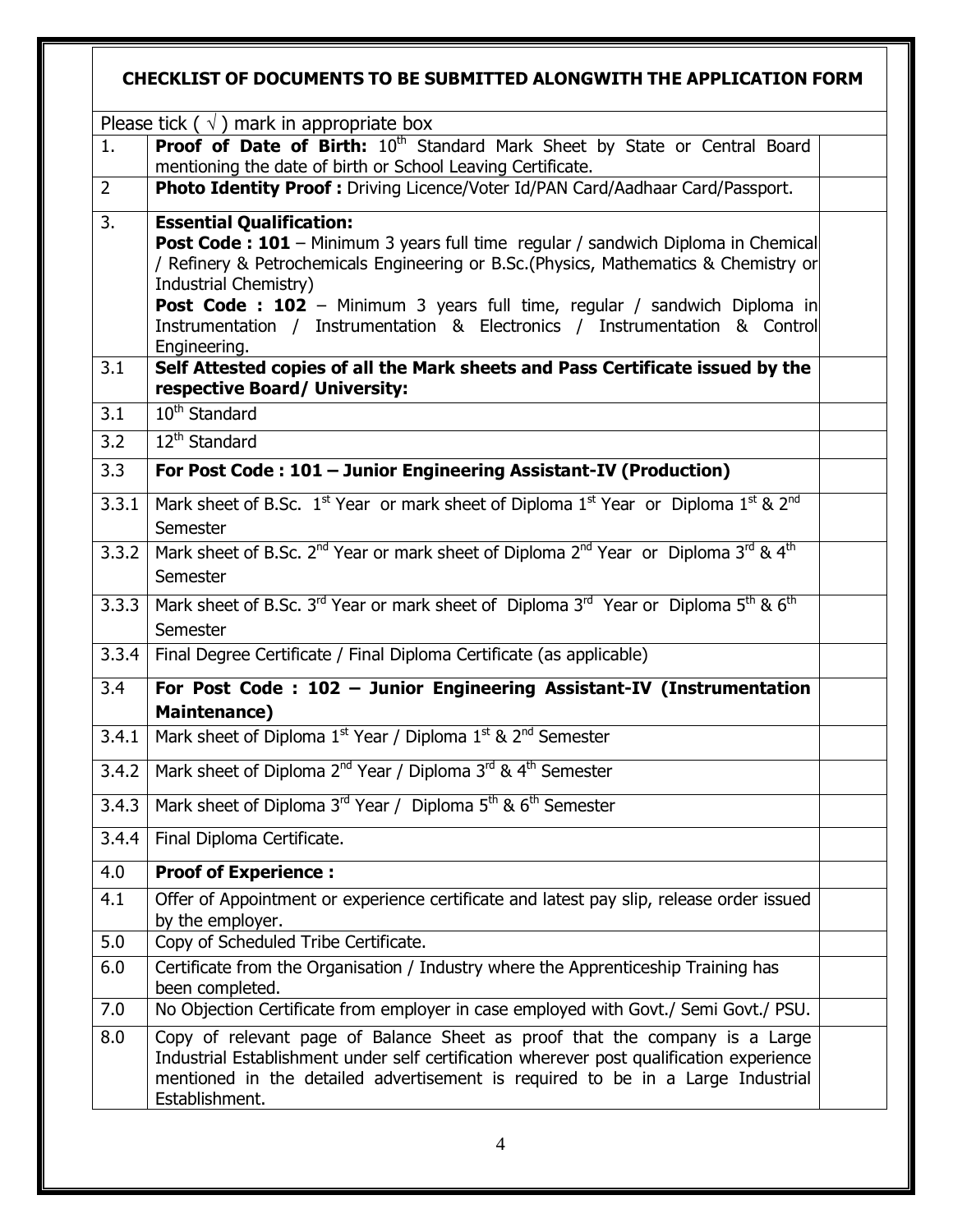## CHECKLIST OF DOCUMENTS TO BE SUBMITTED ALONGWITH THE APPLICATION FORM

| | | |
|---|---|---|
| | Please tick ( √ ) mark in appropriate box | |
| 1. | **Proof of Date of Birth:** 10th Standard Mark Sheet by State or Central Board mentioning the date of birth or School Leaving Certificate. | |
| 2 | **Photo Identity Proof :** Driving Licence/Voter Id/PAN Card/Aadhaar Card/Passport. | |
| 3. | **Essential Qualification:** **Post Code : 101** – Minimum 3 years full time regular / sandwich Diploma in Chemical / Refinery & Petrochemicals Engineering or B.Sc.(Physics, Mathematics & Chemistry or Industrial Chemistry) **Post Code : 102** – Minimum 3 years full time, regular / sandwich Diploma in Instrumentation / Instrumentation & Electronics / Instrumentation & Control Engineering. | |
| 3.1 | **Self Attested copies of all the Mark sheets and Pass Certificate issued by the respective Board/ University:** | |
| 3.1 | 10th Standard | |
| 3.2 | 12th Standard | |
| 3.3 | **For Post Code : 101 – Junior Engineering Assistant-IV (Production)** | |
| 3.3.1 | Mark sheet of B.Sc. 1st Year or mark sheet of Diploma 1st Year or Diploma 1st & 2nd Semester | |
| 3.3.2 | Mark sheet of B.Sc. 2nd Year or mark sheet of Diploma 2nd Year or Diploma 3rd & 4th Semester | |
| 3.3.3 | Mark sheet of B.Sc. 3rd Year or mark sheet of Diploma 3rd Year or Diploma 5th & 6th Semester | |
| 3.3.4 | Final Degree Certificate / Final Diploma Certificate (as applicable) | |
| 3.4 | **For Post Code : 102 – Junior Engineering Assistant-IV (Instrumentation Maintenance)** | |
| 3.4.1 | Mark sheet of Diploma 1st Year / Diploma 1st & 2nd Semester | |
| 3.4.2 | Mark sheet of Diploma 2nd Year / Diploma 3rd & 4th Semester | |
| 3.4.3 | Mark sheet of Diploma 3rd Year / Diploma 5th & 6th Semester | |
| 3.4.4 | Final Diploma Certificate. | |
| 4.0 | **Proof of Experience :** | |
| 4.1 | Offer of Appointment or experience certificate and latest pay slip, release order issued by the employer. | |
| 5.0 | Copy of Scheduled Tribe Certificate. | |
| 6.0 | Certificate from the Organisation / Industry where the Apprenticeship Training has been completed. | |
| 7.0 | No Objection Certificate from employer in case employed with Govt./ Semi Govt./ PSU. | |
| 8.0 | Copy of relevant page of Balance Sheet as proof that the company is a Large Industrial Establishment under self certification wherever post qualification experience mentioned in the detailed advertisement is required to be in a Large Industrial Establishment. | |